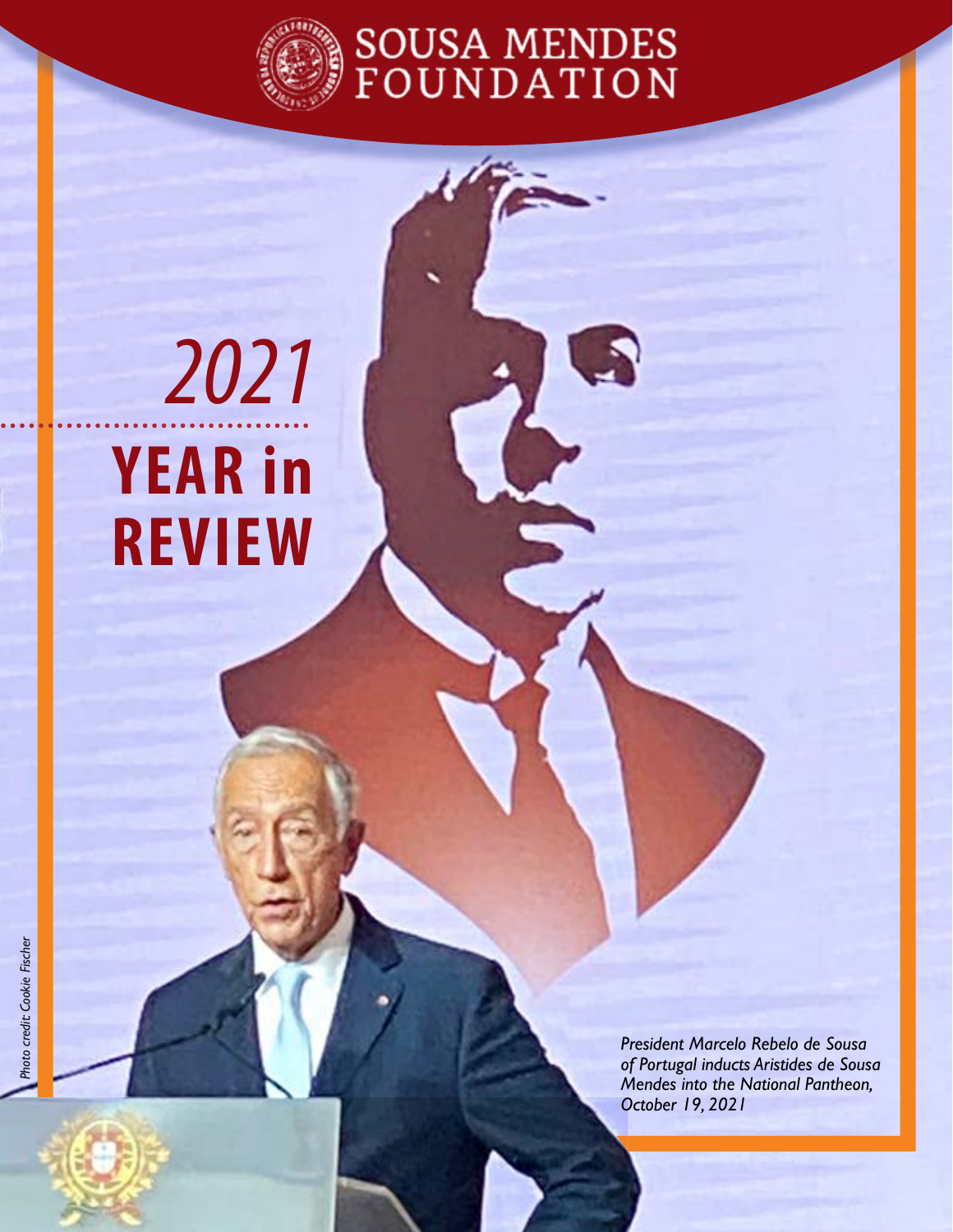# SOUSA MENDES FOUNDATION

# *2021* YEAR in REVIEW

*President Marcelo Rebelo de Sousa of Portugal inducts Aristides de Sousa Mendes into the National Pantheon, October 19, 2021*

*Photo credit: Cookie Fischer*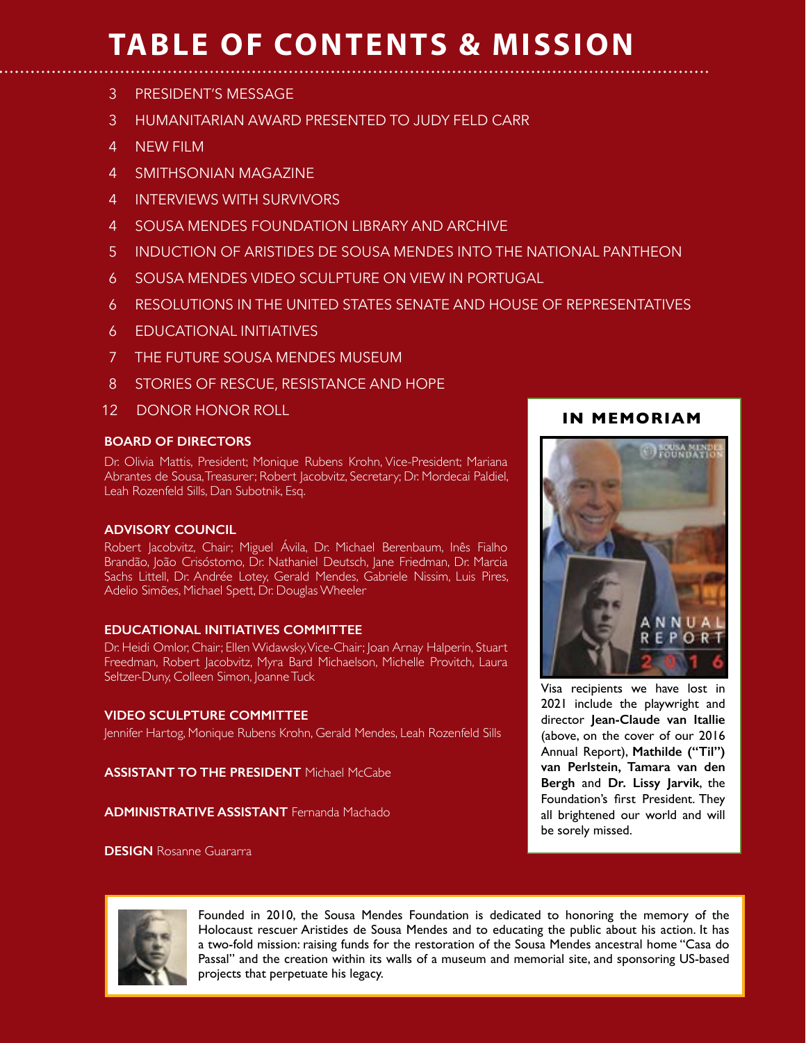# TABLE OF CONTENTS & MISSION

- 3 PRESIDENT'S MESSAGE
- 3 HUMANITARIAN AWARD PRESENTED TO JUDY FELD CARR
- 4 NEW FILM
- 4 SMITHSONIAN MAGAZINE
- 4 INTERVIEWS WITH SURVIVORS
- 4 SOUSA MENDES FOUNDATION LIBRARY AND ARCHIVE
- 5 INDUCTION OF ARISTIDES DE SOUSA MENDES INTO THE NATIONAL PANTHEON
- 6 SOUSA MENDES VIDEO SCULPTURE ON VIEW IN PORTUGAL
- 6 RESOLUTIONS IN THE UNITED STATES SENATE AND HOUSE OF REPRESENTATIVES
- 6 EDUCATIONAL INITIATIVES
- 7 THE FUTURE SOUSA MENDES MUSEUM
- 8 STORIES OF RESCUE, RESISTANCE AND HOPE
- 12 DONOR HONOR ROLL

**BOARD OF DIRECTORS**

Dr. Olivia Mattis, President; Monique Rubens Krohn, Vice-President; Mariana Abrantes de Sousa, Treasurer; Robert Jacobvitz, Secretary; Dr. Mordecai Paldiel, Leah Rozenfeld Sills, Dan Subotnik, Esq.

**ADVISORY COUNCIL**

Robert Jacobvitz, Chair; Miguel Ávila, Dr. Michael Berenbaum, Inês Fialho Brandão, João Crisóstomo, Dr. Nathaniel Deutsch, Jane Friedman, Dr. Marcia Sachs Littell, Dr. Andrée Lotey, Gerald Mendes, Gabriele Nissim, Luis Pires, Adelio Simões, Michael Spett, Dr. Douglas Wheeler

**EDUCATIONAL INITIATIVES COMMITTEE**

Dr. Heidi Omlor, Chair; Ellen Widawsky, Vice-Chair; Joan Arnay Halperin, Stuart Freedman, Robert Jacobvitz, Myra Bard Michaelson, Michelle Provitch, Laura Seltzer-Duny, Colleen Simon, Joanne Tuck

**VIDEO SCULPTURE COMMITTEE**

Jennifer Hartog, Monique Rubens Krohn, Gerald Mendes, Leah Rozenfeld Sills

**ASSISTANT TO THE PRESIDENT** Michael McCabe

**ADMINISTRATIVE ASSISTANT** Fernanda Machado

**DESIGN** Rosanne Guararra

## IN MEMORIAM

Visa recipients we have lost in 2021 include the playwright and director **Jean-Claude van Itallie** (above, on the cover of our 2016 Annual Report), **Mathilde ("Til") van Perlstein, Tamara van den Bergh** and **Dr. Lissy Jarvik**, the Foundation's first President. They all brightened our world and will be sorely missed.

Founded in 2010, the Sousa Mendes Foundation is dedicated to honoring the memory of the Holocaust rescuer Aristides de Sousa Mendes and to educating the public about his action. It has a two-fold mission: raising funds for the restoration of the Sousa Mendes ancestral home "Casa do Passal" and the creation within its walls of a museum and memorial site, and sponsoring US-based projects that perpetuate his legacy.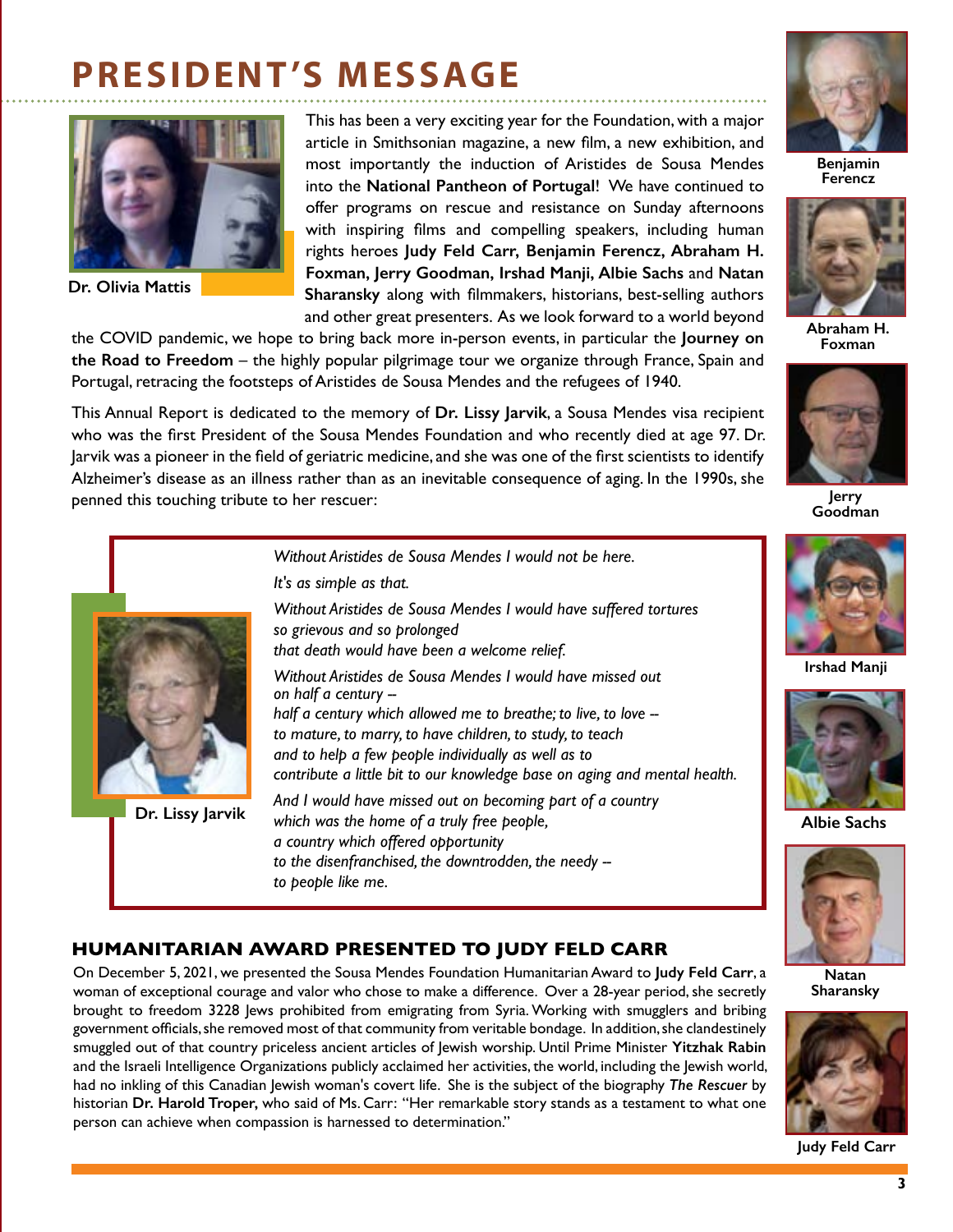# PRESIDENT'S MESSAGE

Dr. Olivia Mattis

This has been a very exciting year for the Foundation, with a major article in Smithsonian magazine, a new film, a new exhibition, and most importantly the induction of Aristides de Sousa Mendes into the **National Pantheon of Portugal**! We have continued to offer programs on rescue and resistance on Sunday afternoons with inspiring films and compelling speakers, including human rights heroes **Judy Feld Carr, Benjamin Ferencz, Abraham H. Foxman, Jerry Goodman, Irshad Manji, Albie Sachs** and **Natan Sharansky** along with filmmakers, historians, best-selling authors and other great presenters. As we look forward to a world beyond the COVID pandemic, we hope to bring back more in-person events, in particular the **Journey on the Road to Freedom** – the highly popular pilgrimage tour we organize through France, Spain and Portugal, retracing the footsteps of Aristides de Sousa Mendes and the refugees of 1940.

This Annual Report is dedicated to the memory of **Dr. Lissy Jarvik**, a Sousa Mendes visa recipient who was the first President of the Sousa Mendes Foundation and who recently died at age 97. Dr. Jarvik was a pioneer in the field of geriatric medicine, and she was one of the first scientists to identify Alzheimer's disease as an illness rather than as an inevitable consequence of aging. In the 1990s, she penned this touching tribute to her rescuer:

Dr. Lissy Jarvik

*Without Aristides de Sousa Mendes I would not be here.*

*It's as simple as that.*

*Without Aristides de Sousa Mendes I would have suffered tortures*
*so grievous and so prolonged*
*that death would have been a welcome relief.*

*Without Aristides de Sousa Mendes I would have missed out*
*on half a century --*
*half a century which allowed me to breathe; to live, to love --*
*to mature, to marry, to have children, to study, to teach*
*and to help a few people individually as well as to*
*contribute a little bit to our knowledge base on aging and mental health.*

*And I would have missed out on becoming part of a country*
*which was the home of a truly free people,*
*a country which offered opportunity*
*to the disenfranchised, the downtrodden, the needy --*
*to people like me.*

## HUMANITARIAN AWARD PRESENTED TO JUDY FELD CARR

On December 5, 2021, we presented the Sousa Mendes Foundation Humanitarian Award to **Judy Feld Carr**, a woman of exceptional courage and valor who chose to make a difference. Over a 28-year period, she secretly brought to freedom 3228 Jews prohibited from emigrating from Syria. Working with smugglers and bribing government officials, she removed most of that community from veritable bondage. In addition, she clandestinely smuggled out of that country priceless ancient articles of Jewish worship. Until Prime Minister **Yitzhak Rabin** and the Israeli Intelligence Organizations publicly acclaimed her activities, the world, including the Jewish world, had no inkling of this Canadian Jewish woman's covert life. She is the subject of the biography ***The Rescuer*** by historian **Dr. Harold Troper,** who said of Ms. Carr: "Her remarkable story stands as a testament to what one person can achieve when compassion is harnessed to determination."

Benjamin Ferencz

Abraham H. Foxman

Jerry Goodman

Irshad Manji

Albie Sachs

Natan Sharansky

Judy Feld Carr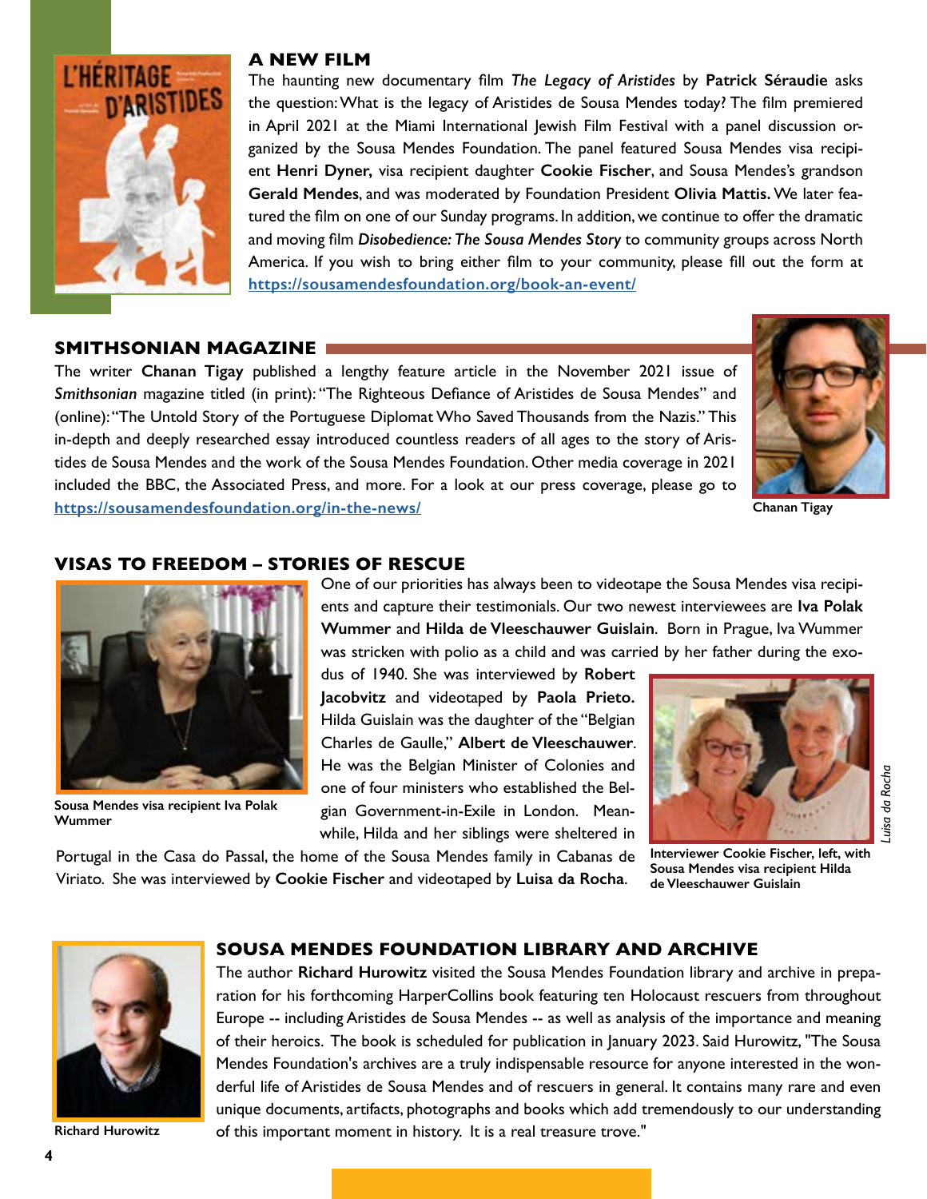## A NEW FILM

The haunting new documentary film ***The Legacy of Aristides*** by **Patrick Séraudie** asks the question: What is the legacy of Aristides de Sousa Mendes today? The film premiered in April 2021 at the Miami International Jewish Film Festival with a panel discussion organized by the Sousa Mendes Foundation. The panel featured Sousa Mendes visa recipient **Henri Dyner,** visa recipient daughter **Cookie Fischer**, and Sousa Mendes's grandson **Gerald Mendes**, and was moderated by Foundation President **Olivia Mattis.** We later featured the film on one of our Sunday programs. In addition, we continue to offer the dramatic and moving film ***Disobedience: The Sousa Mendes Story*** to community groups across North America. If you wish to bring either film to your community, please fill out the form at https://sousamendesfoundation.org/book-an-event/

## SMITHSONIAN MAGAZINE

The writer **Chanan Tigay** published a lengthy feature article in the November 2021 issue of ***Smithsonian*** magazine titled (in print): "The Righteous Defiance of Aristides de Sousa Mendes" and (online): "The Untold Story of the Portuguese Diplomat Who Saved Thousands from the Nazis." This in-depth and deeply researched essay introduced countless readers of all ages to the story of Aristides de Sousa Mendes and the work of the Sousa Mendes Foundation. Other media coverage in 2021 included the BBC, the Associated Press, and more. For a look at our press coverage, please go to https://sousamendesfoundation.org/in-the-news/

**Chanan Tigay**

## VISAS TO FREEDOM – STORIES OF RESCUE

One of our priorities has always been to videotape the Sousa Mendes visa recipients and capture their testimonials. Our two newest interviewees are **Iva Polak Wummer** and **Hilda de Vleeschauwer Guislain**. Born in Prague, Iva Wummer was stricken with polio as a child and was carried by her father during the exodus of 1940. She was interviewed by **Robert Jacobvitz** and videotaped by **Paola Prieto.** Hilda Guislain was the daughter of the "Belgian Charles de Gaulle," **Albert de Vleeschauwer**. He was the Belgian Minister of Colonies and one of four ministers who established the Belgian Government-in-Exile in London. Meanwhile, Hilda and her siblings were sheltered in Portugal in the Casa do Passal, the home of the Sousa Mendes family in Cabanas de Viriato. She was interviewed by **Cookie Fischer** and videotaped by **Luisa da Rocha**.

**Sousa Mendes visa recipient Iva Polak Wummer**

*Luisa da Rocha*

**Interviewer Cookie Fischer, left, with Sousa Mendes visa recipient Hilda de Vleeschauwer Guislain**

## SOUSA MENDES FOUNDATION LIBRARY AND ARCHIVE

The author **Richard Hurowitz** visited the Sousa Mendes Foundation library and archive in preparation for his forthcoming HarperCollins book featuring ten Holocaust rescuers from throughout Europe -- including Aristides de Sousa Mendes -- as well as analysis of the importance and meaning of their heroics. The book is scheduled for publication in January 2023. Said Hurowitz, "The Sousa Mendes Foundation's archives are a truly indispensable resource for anyone interested in the wonderful life of Aristides de Sousa Mendes and of rescuers in general. It contains many rare and even unique documents, artifacts, photographs and books which add tremendously to our understanding of this important moment in history. It is a real treasure trove."

**Richard Hurowitz**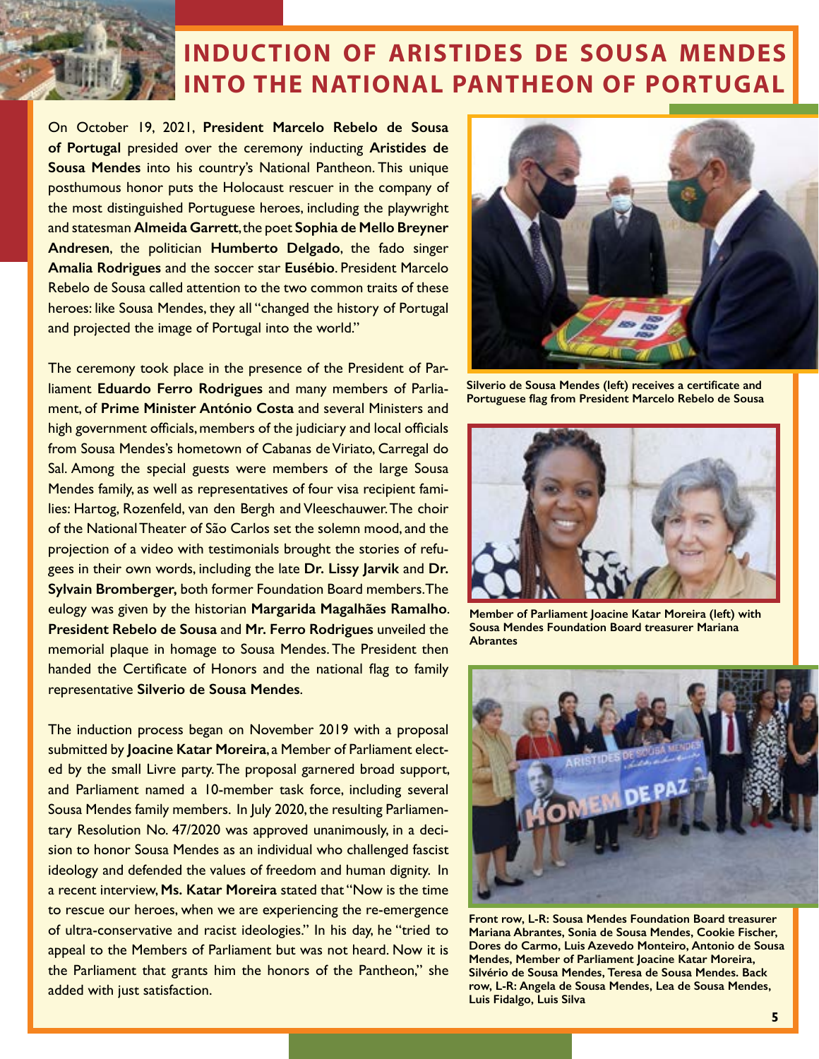# INDUCTION OF ARISTIDES DE SOUSA MENDES INTO THE NATIONAL PANTHEON OF PORTUGAL

On October 19, 2021, **President Marcelo Rebelo de Sousa of Portugal** presided over the ceremony inducting **Aristides de Sousa Mendes** into his country's National Pantheon. This unique posthumous honor puts the Holocaust rescuer in the company of the most distinguished Portuguese heroes, including the playwright and statesman **Almeida Garrett**, the poet **Sophia de Mello Breyner Andresen**, the politician **Humberto Delgado**, the fado singer **Amalia Rodrigues** and the soccer star **Eusébio**. President Marcelo Rebelo de Sousa called attention to the two common traits of these heroes: like Sousa Mendes, they all "changed the history of Portugal and projected the image of Portugal into the world."

The ceremony took place in the presence of the President of Parliament **Eduardo Ferro Rodrigues** and many members of Parliament, of **Prime Minister António Costa** and several Ministers and high government officials, members of the judiciary and local officials from Sousa Mendes's hometown of Cabanas de Viriato, Carregal do Sal. Among the special guests were members of the large Sousa Mendes family, as well as representatives of four visa recipient families: Hartog, Rozenfeld, van den Bergh and Vleeschauwer. The choir of the National Theater of São Carlos set the solemn mood, and the projection of a video with testimonials brought the stories of refugees in their own words, including the late **Dr. Lissy Jarvik** and **Dr. Sylvain Bromberger,** both former Foundation Board members. The eulogy was given by the historian **Margarida Magalhães Ramalho**. **President Rebelo de Sousa** and **Mr. Ferro Rodrigues** unveiled the memorial plaque in homage to Sousa Mendes. The President then handed the Certificate of Honors and the national flag to family representative **Silverio de Sousa Mendes**.

The induction process began on November 2019 with a proposal submitted by **Joacine Katar Moreira**, a Member of Parliament elected by the small Livre party. The proposal garnered broad support, and Parliament named a 10-member task force, including several Sousa Mendes family members. In July 2020, the resulting Parliamentary Resolution No. 47/2020 was approved unanimously, in a decision to honor Sousa Mendes as an individual who challenged fascist ideology and defended the values of freedom and human dignity. In a recent interview, **Ms. Katar Moreira** stated that "Now is the time to rescue our heroes, when we are experiencing the re-emergence of ultra-conservative and racist ideologies." In his day, he "tried to appeal to the Members of Parliament but was not heard. Now it is the Parliament that grants him the honors of the Pantheon," she added with just satisfaction.

**Silverio de Sousa Mendes (left) receives a certificate and Portuguese flag from President Marcelo Rebelo de Sousa**

**Member of Parliament Joacine Katar Moreira (left) with Sousa Mendes Foundation Board treasurer Mariana Abrantes**

**Front row, L-R: Sousa Mendes Foundation Board treasurer Mariana Abrantes, Sonia de Sousa Mendes, Cookie Fischer, Dores do Carmo, Luis Azevedo Monteiro, Antonio de Sousa Mendes, Member of Parliament Joacine Katar Moreira, Silvério de Sousa Mendes, Teresa de Sousa Mendes. Back row, L-R: Angela de Sousa Mendes, Lea de Sousa Mendes, Luis Fidalgo, Luis Silva**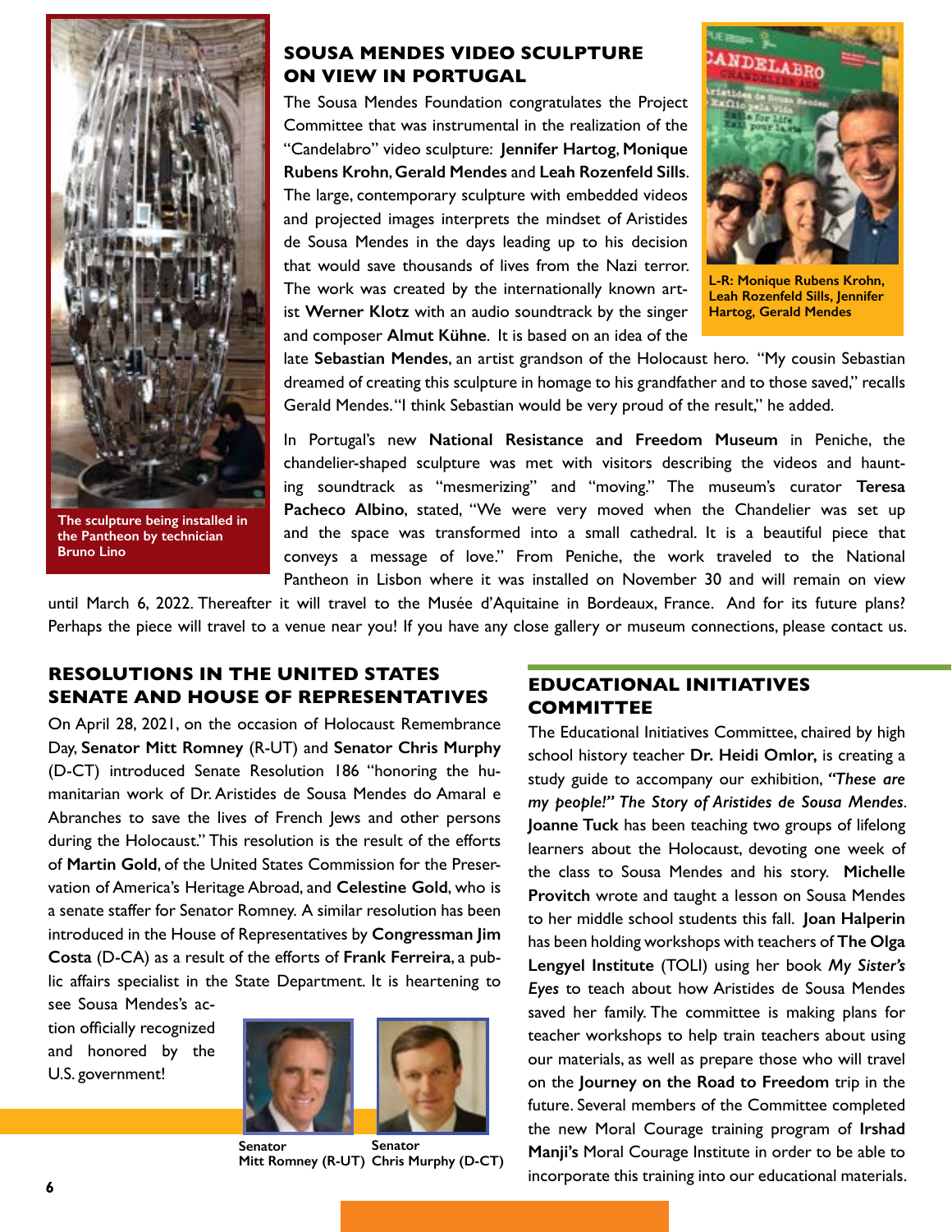## SOUSA MENDES VIDEO SCULPTURE ON VIEW IN PORTUGAL

The Sousa Mendes Foundation congratulates the Project Committee that was instrumental in the realization of the "Candelabro" video sculpture: **Jennifer Hartog**, **Monique Rubens Krohn**, **Gerald Mendes** and **Leah Rozenfeld Sills**. The large, contemporary sculpture with embedded videos and projected images interprets the mindset of Aristides de Sousa Mendes in the days leading up to his decision that would save thousands of lives from the Nazi terror. The work was created by the internationally known artist **Werner Klotz** with an audio soundtrack by the singer and composer **Almut Kühne**. It is based on an idea of the late **Sebastian Mendes**, an artist grandson of the Holocaust hero. "My cousin Sebastian dreamed of creating this sculpture in homage to his grandfather and to those saved," recalls Gerald Mendes. "I think Sebastian would be very proud of the result," he added.

**L-R: Monique Rubens Krohn, Leah Rozenfeld Sills, Jennifer Hartog, Gerald Mendes**

In Portugal's new **National Resistance and Freedom Museum** in Peniche, the chandelier-shaped sculpture was met with visitors describing the videos and haunting soundtrack as "mesmerizing" and "moving." The museum's curator **Teresa Pacheco Albino**, stated, "We were very moved when the Chandelier was set up and the space was transformed into a small cathedral. It is a beautiful piece that conveys a message of love." From Peniche, the work traveled to the National Pantheon in Lisbon where it was installed on November 30 and will remain on view until March 6, 2022. Thereafter it will travel to the Musée d'Aquitaine in Bordeaux, France. And for its future plans? Perhaps the piece will travel to a venue near you! If you have any close gallery or museum connections, please contact us.

**The sculpture being installed in the Pantheon by technician Bruno Lino**

## RESOLUTIONS IN THE UNITED STATES SENATE AND HOUSE OF REPRESENTATIVES

On April 28, 2021, on the occasion of Holocaust Remembrance Day, **Senator Mitt Romney** (R-UT) and **Senator Chris Murphy** (D-CT) introduced Senate Resolution 186 "honoring the humanitarian work of Dr. Aristides de Sousa Mendes do Amaral e Abranches to save the lives of French Jews and other persons during the Holocaust." This resolution is the result of the efforts of **Martin Gold**, of the United States Commission for the Preservation of America's Heritage Abroad, and **Celestine Gold**, who is a senate staffer for Senator Romney. A similar resolution has been introduced in the House of Representatives by **Congressman Jim Costa** (D-CA) as a result of the efforts of **Frank Ferreira**, a public affairs specialist in the State Department. It is heartening to see Sousa Mendes's action officially recognized and honored by the U.S. government!

**Senator Mitt Romney (R-UT)** **Senator Chris Murphy (D-CT)**

## EDUCATIONAL INITIATIVES COMMITTEE

The Educational Initiatives Committee, chaired by high school history teacher **Dr. Heidi Omlor,** is creating a study guide to accompany our exhibition, ***"These are my people!" The Story of Aristides de Sousa Mendes***. **Joanne Tuck** has been teaching two groups of lifelong learners about the Holocaust, devoting one week of the class to Sousa Mendes and his story. **Michelle Provitch** wrote and taught a lesson on Sousa Mendes to her middle school students this fall. **Joan Halperin** has been holding workshops with teachers of **The Olga Lengyel Institute** (TOLI) using her book ***My Sister's Eyes*** to teach about how Aristides de Sousa Mendes saved her family. The committee is making plans for teacher workshops to help train teachers about using our materials, as well as prepare those who will travel on the **Journey on the Road to Freedom** trip in the future. Several members of the Committee completed the new Moral Courage training program of **Irshad Manji's** Moral Courage Institute in order to be able to incorporate this training into our educational materials.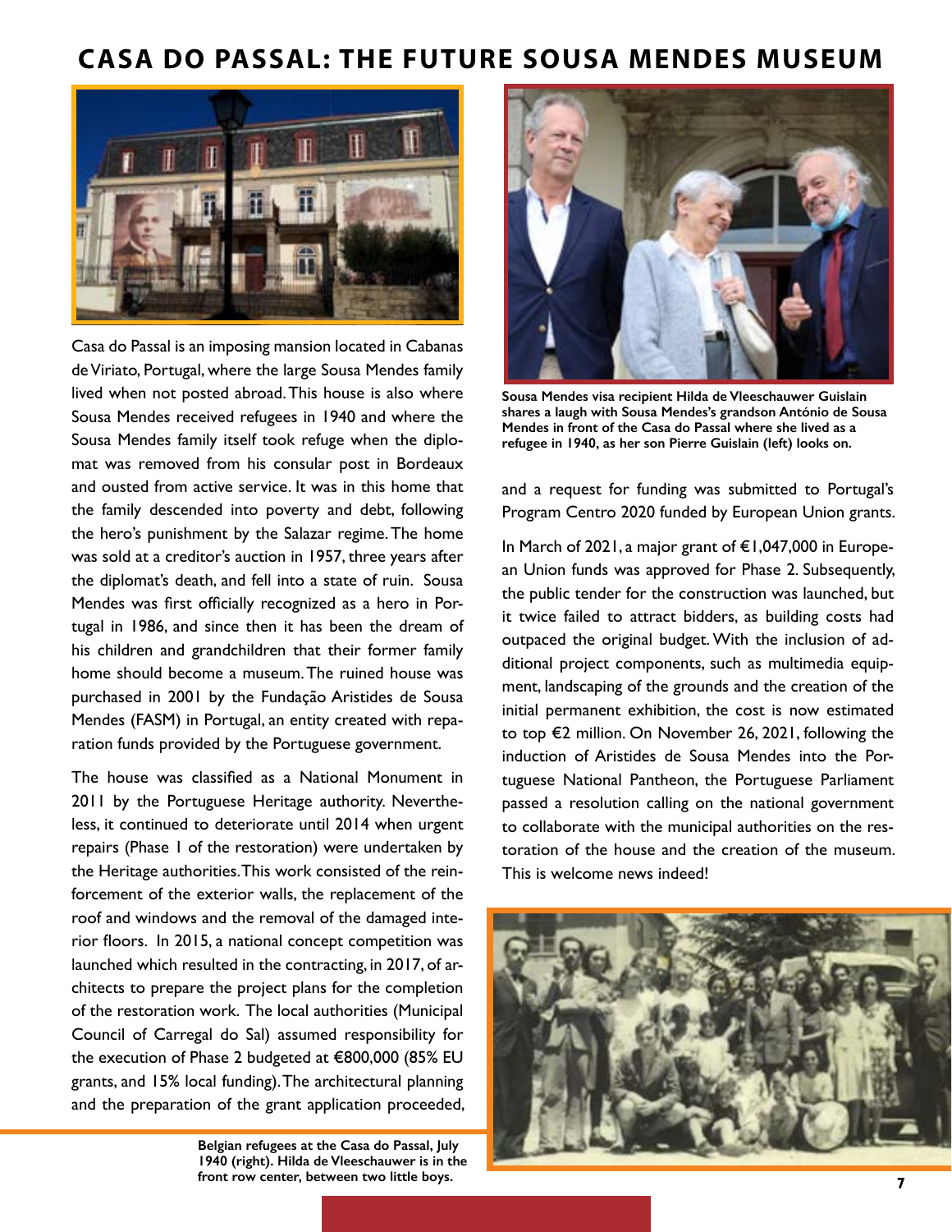# CASA DO PASSAL: THE FUTURE SOUSA MENDES MUSEUM

Casa do Passal is an imposing mansion located in Cabanas de Viriato, Portugal, where the large Sousa Mendes family lived when not posted abroad. This house is also where Sousa Mendes received refugees in 1940 and where the Sousa Mendes family itself took refuge when the diplomat was removed from his consular post in Bordeaux and ousted from active service. It was in this home that the family descended into poverty and debt, following the hero's punishment by the Salazar regime. The home was sold at a creditor's auction in 1957, three years after the diplomat's death, and fell into a state of ruin. Sousa Mendes was first officially recognized as a hero in Portugal in 1986, and since then it has been the dream of his children and grandchildren that their former family home should become a museum. The ruined house was purchased in 2001 by the Fundação Aristides de Sousa Mendes (FASM) in Portugal, an entity created with reparation funds provided by the Portuguese government.

The house was classified as a National Monument in 2011 by the Portuguese Heritage authority. Nevertheless, it continued to deteriorate until 2014 when urgent repairs (Phase 1 of the restoration) were undertaken by the Heritage authorities. This work consisted of the reinforcement of the exterior walls, the replacement of the roof and windows and the removal of the damaged interior floors. In 2015, a national concept competition was launched which resulted in the contracting, in 2017, of architects to prepare the project plans for the completion of the restoration work. The local authorities (Municipal Council of Carregal do Sal) assumed responsibility for the execution of Phase 2 budgeted at €800,000 (85% EU grants, and 15% local funding). The architectural planning and the preparation of the grant application proceeded, and a request for funding was submitted to Portugal's Program Centro 2020 funded by European Union grants.

**Sousa Mendes visa recipient Hilda de Vleeschauwer Guislain shares a laugh with Sousa Mendes's grandson António de Sousa Mendes in front of the Casa do Passal where she lived as a refugee in 1940, as her son Pierre Guislain (left) looks on.**

In March of 2021, a major grant of €1,047,000 in European Union funds was approved for Phase 2. Subsequently, the public tender for the construction was launched, but it twice failed to attract bidders, as building costs had outpaced the original budget. With the inclusion of additional project components, such as multimedia equipment, landscaping of the grounds and the creation of the initial permanent exhibition, the cost is now estimated to top €2 million. On November 26, 2021, following the induction of Aristides de Sousa Mendes into the Portuguese National Pantheon, the Portuguese Parliament passed a resolution calling on the national government to collaborate with the municipal authorities on the restoration of the house and the creation of the museum. This is welcome news indeed!

**Belgian refugees at the Casa do Passal, July 1940 (right). Hilda de Vleeschauwer is in the front row center, between two little boys.**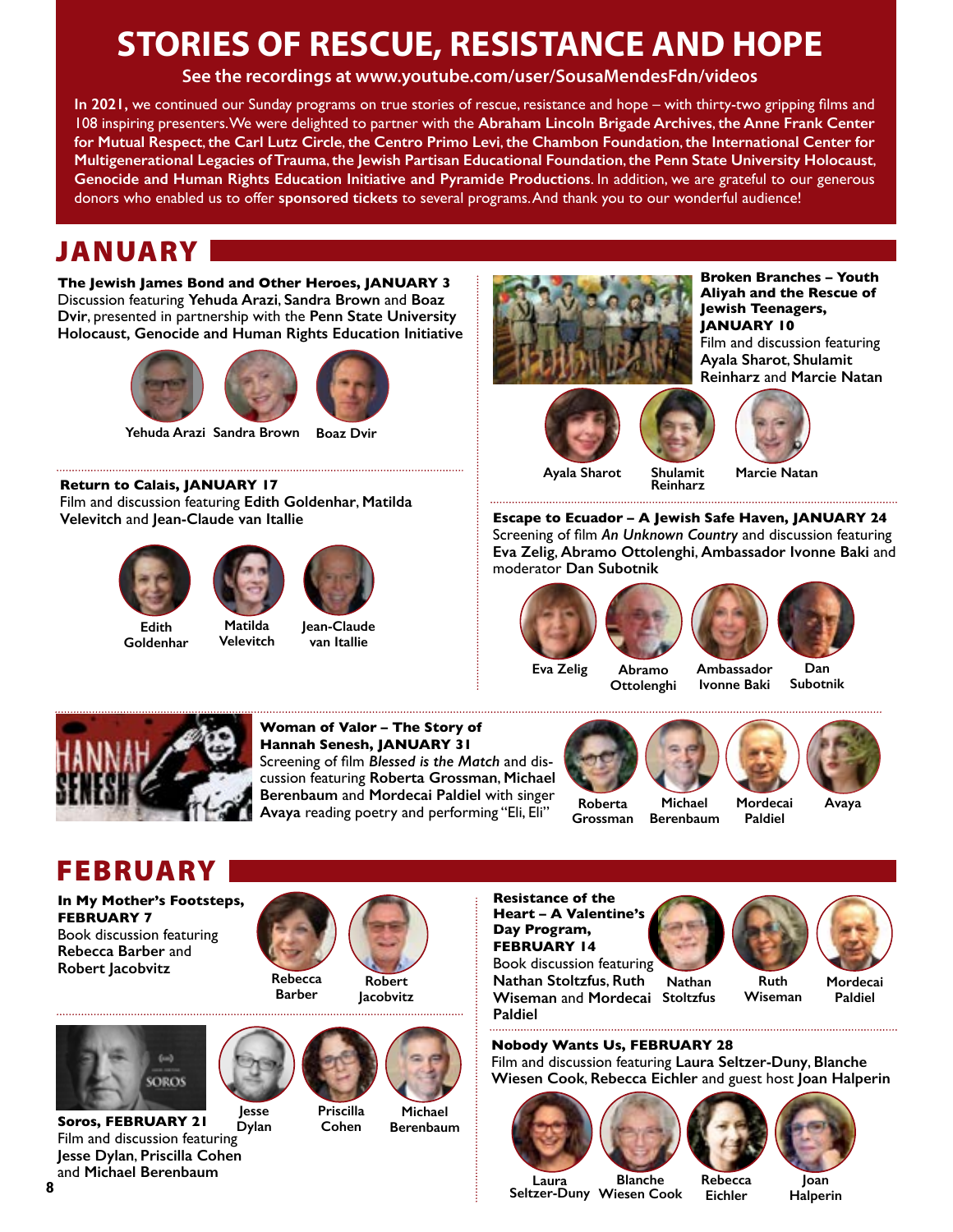# STORIES OF RESCUE, RESISTANCE AND HOPE

**See the recordings at www.youtube.com/user/SousaMendesFdn/videos**

**In 2021,** we continued our Sunday programs on true stories of rescue, resistance and hope – with thirty-two gripping films and 108 inspiring presenters. We were delighted to partner with the **Abraham Lincoln Brigade Archives**, **the Anne Frank Center for Mutual Respect**, **the Carl Lutz Circle**, **the Centro Primo Levi**, **the Chambon Foundation**, **the International Center for Multigenerational Legacies of Trauma**, **the Jewish Partisan Educational Foundation**, **the Penn State University Holocaust, Genocide and Human Rights Education Initiative and Pyramide Productions**. In addition, we are grateful to our generous donors who enabled us to offer **sponsored tickets** to several programs. And thank you to our wonderful audience!

## JANUARY

**The Jewish James Bond and Other Heroes, JANUARY 3**
Discussion featuring **Yehuda Arazi**, **Sandra Brown** and **Boaz Dvir**, presented in partnership with the **Penn State University Holocaust, Genocide and Human Rights Education Initiative**

Yehuda Arazi · Sandra Brown · Boaz Dvir

**Broken Branches – Youth Aliyah and the Rescue of Jewish Teenagers, JANUARY 10**
Film and discussion featuring **Ayala Sharot**, **Shulamit Reinharz** and **Marcie Natan**

Ayala Sharot · Shulamit Reinharz · Marcie Natan

**Return to Calais, JANUARY 17**
Film and discussion featuring **Edith Goldenhar**, **Matilda Velevitch** and **Jean-Claude van Itallie**

Edith Goldenhar · Matilda Velevitch · Jean-Claude van Itallie

**Escape to Ecuador – A Jewish Safe Haven, JANUARY 24**
Screening of film *An Unknown Country* and discussion featuring **Eva Zelig**, **Abramo Ottolenghi**, **Ambassador Ivonne Baki** and moderator **Dan Subotnik**

Eva Zelig · Abramo Ottolenghi · Ambassador Ivonne Baki · Dan Subotnik

**Woman of Valor – The Story of Hannah Senesh, JANUARY 31**
Screening of film *Blessed is the Match* and discussion featuring **Roberta Grossman**, **Michael Berenbaum** and **Mordecai Paldiel** with singer **Avaya** reading poetry and performing "Eli, Eli"

Roberta Grossman · Michael Berenbaum · Mordecai Paldiel · Avaya

## FEBRUARY

**In My Mother's Footsteps, FEBRUARY 7**
Book discussion featuring **Rebecca Barber** and **Robert Jacobvitz**

Rebecca Barber · Robert Jacobvitz

**Resistance of the Heart – A Valentine's Day Program, FEBRUARY 14**
Book discussion featuring **Nathan Stoltzfus**, **Ruth Wiseman** and **Mordecai Paldiel**

Nathan Stoltzfus · Ruth Wiseman · Mordecai Paldiel

**Soros, FEBRUARY 21**
Film and discussion featuring **Jesse Dylan**, **Priscilla Cohen** and **Michael Berenbaum**

Jesse Dylan · Priscilla Cohen · Michael Berenbaum

**Nobody Wants Us, FEBRUARY 28**
Film and discussion featuring **Laura Seltzer-Duny**, **Blanche Wiesen Cook**, **Rebecca Eichler** and guest host **Joan Halperin**

Laura Seltzer-Duny · Blanche Wiesen Cook · Rebecca Eichler · Joan Halperin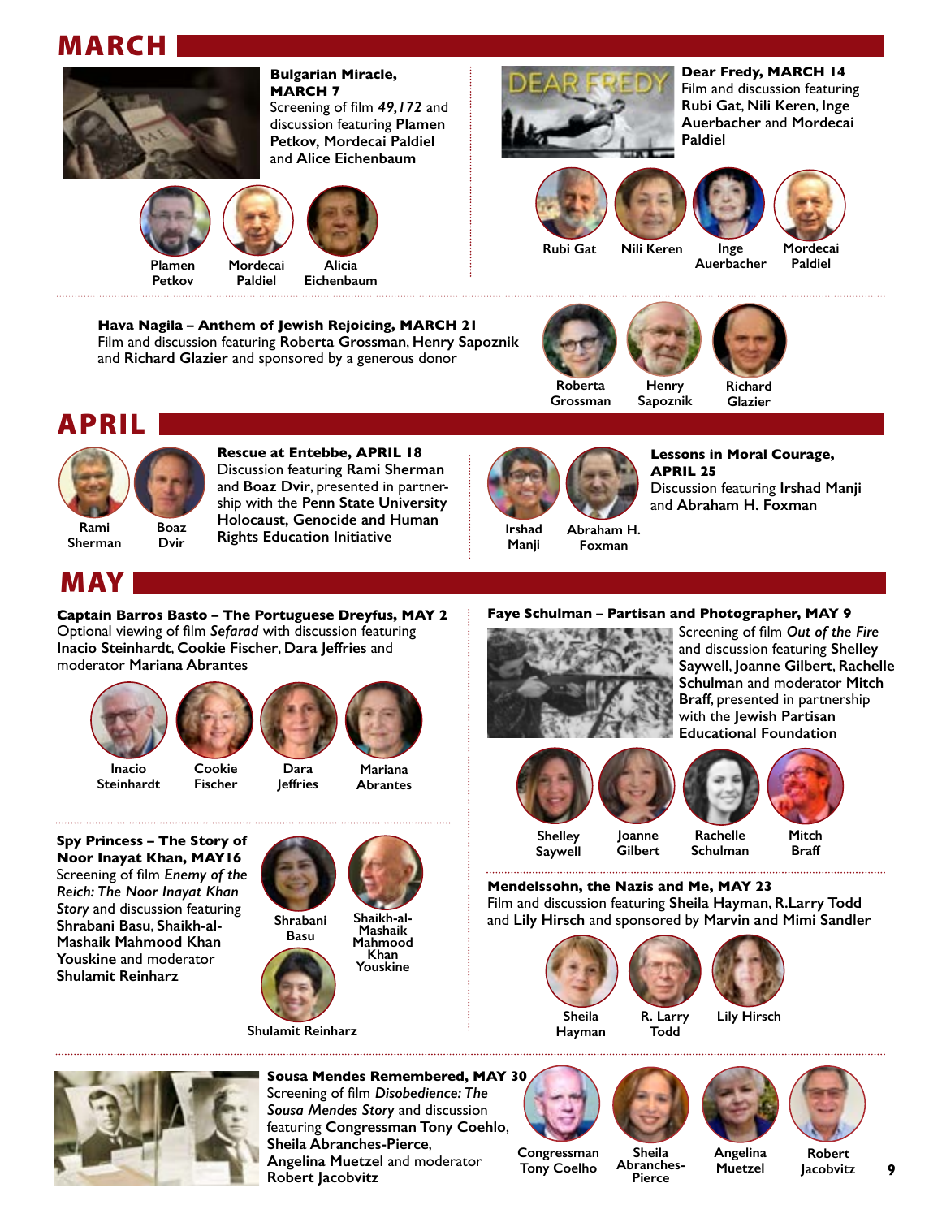## MARCH

**Bulgarian Miracle, MARCH 7**
Screening of film *49,172* and discussion featuring **Plamen Petkov, Mordecai Paldiel** and **Alice Eichenbaum**

Plamen Petkov | Mordecai Paldiel | Alicia Eichenbaum

**Dear Fredy, MARCH 14**
Film and discussion featuring **Rubi Gat**, **Nili Keren**, **Inge Auerbacher** and **Mordecai Paldiel**

Rubi Gat | Nili Keren | Inge Auerbacher | Mordecai Paldiel

**Hava Nagila – Anthem of Jewish Rejoicing, MARCH 21**
Film and discussion featuring **Roberta Grossman**, **Henry Sapoznik** and **Richard Glazier** and sponsored by a generous donor

Roberta Grossman | Henry Sapoznik | Richard Glazier

## APRIL

**Rescue at Entebbe, APRIL 18**
Discussion featuring **Rami Sherman** and **Boaz Dvir**, presented in partnership with the **Penn State University Holocaust, Genocide and Human Rights Education Initiative**

Rami Sherman | Boaz Dvir

**Lessons in Moral Courage, APRIL 25**
Discussion featuring **Irshad Manji** and **Abraham H. Foxman**

Irshad Manji | Abraham H. Foxman

## MAY

**Captain Barros Basto – The Portuguese Dreyfus, MAY 2**
Optional viewing of film *Sefarad* with discussion featuring **Inacio Steinhardt**, **Cookie Fischer**, **Dara Jeffries** and moderator **Mariana Abrantes**

Inacio Steinhardt | Cookie Fischer | Dara Jeffries | Mariana Abrantes

**Faye Schulman – Partisan and Photographer, MAY 9**
Screening of film *Out of the Fire* and discussion featuring **Shelley Saywell**, **Joanne Gilbert**, **Rachelle Schulman** and moderator **Mitch Braff**, presented in partnership with the **Jewish Partisan Educational Foundation**

Shelley Saywell | Joanne Gilbert | Rachelle Schulman | Mitch Braff

**Spy Princess – The Story of Noor Inayat Khan, MAY16**
Screening of film *Enemy of the Reich: The Noor Inayat Khan Story* and discussion featuring **Shrabani Basu, Shaikh-al-Mashaik Mahmood Khan Youskine** and moderator **Shulamit Reinharz**

Shrabani Basu | Shaikh-al-Mashaik Mahmood Khan Youskine | Shulamit Reinharz

**Mendelssohn, the Nazis and Me, MAY 23**
Film and discussion featuring **Sheila Hayman**, **R.Larry Todd** and **Lily Hirsch** and sponsored by **Marvin and Mimi Sandler**

Sheila Hayman | R. Larry Todd | Lily Hirsch

**Sousa Mendes Remembered, MAY 30**
Screening of film *Disobedience: The Sousa Mendes Story* and discussion featuring **Congressman Tony Coelho**, **Sheila Abranches-Pierce**, **Angelina Muetzel** and moderator **Robert Jacobvitz**

Congressman Tony Coelho | Sheila Abranches-Pierce | Angelina Muetzel | Robert Jacobvitz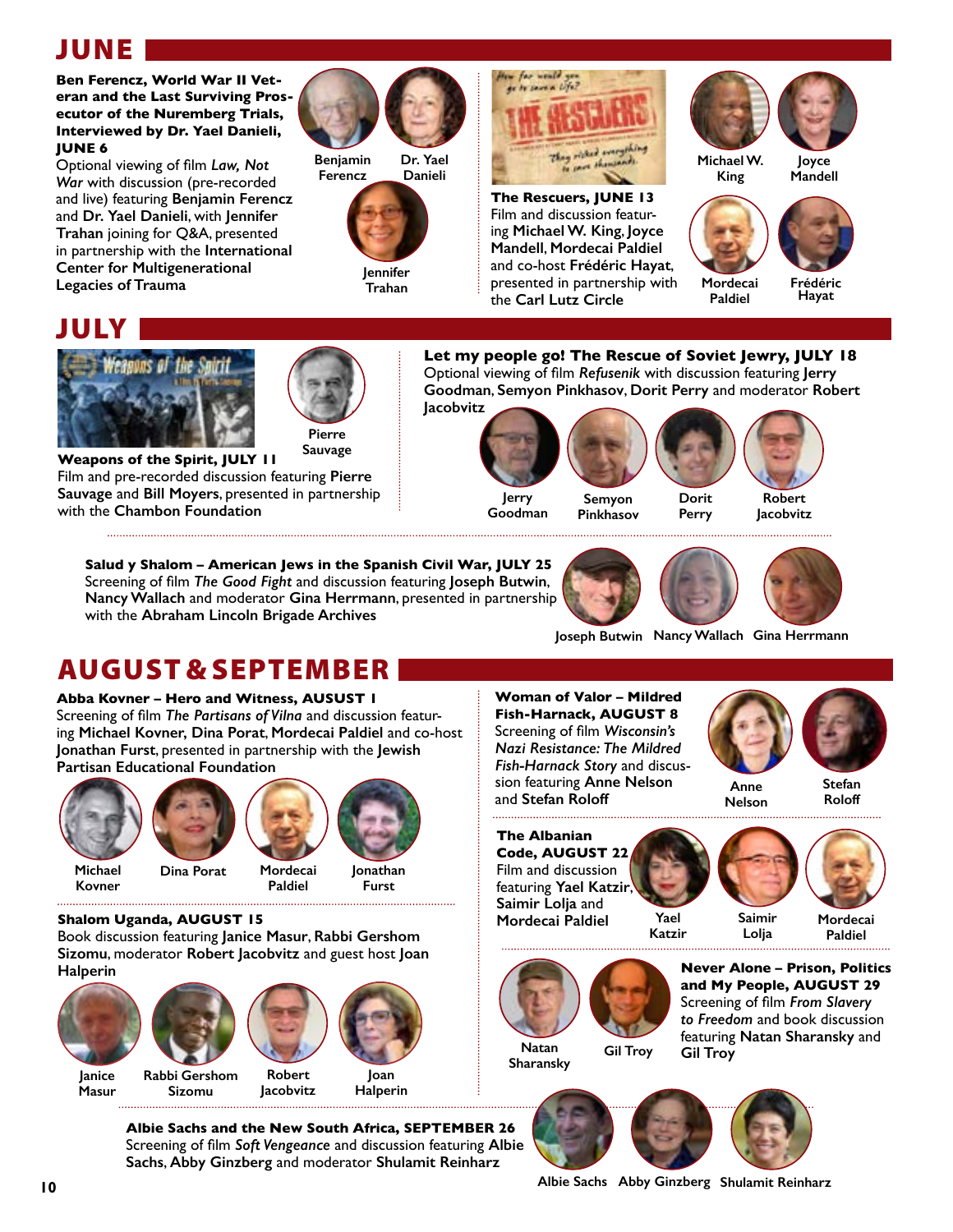## JUNE

**Ben Ferencz, World War II Veteran and the Last Surviving Prosecutor of the Nuremberg Trials, Interviewed by Dr. Yael Danieli, JUNE 6**
Optional viewing of film *Law, Not War* with discussion (pre-recorded and live) featuring **Benjamin Ferencz** and **Dr. Yael Danieli**, with **Jennifer Trahan** joining for Q&A, presented in partnership with the **International Center for Multigenerational Legacies of Trauma**

**Benjamin Ferencz** **Dr. Yael Danieli** **Jennifer Trahan**

**The Rescuers, JUNE 13**
Film and discussion featuring **Michael W. King, Joyce Mandell, Mordecai Paldiel** and co-host **Frédéric Hayat**, presented in partnership with the **Carl Lutz Circle**

**Michael W. King** **Joyce Mandell** **Mordecai Paldiel** **Frédéric Hayat**

## JULY

**Weapons of the Spirit, JULY 11**
Film and pre-recorded discussion featuring **Pierre Sauvage** and **Bill Moyers**, presented in partnership with the **Chambon Foundation**

**Pierre Sauvage**

**Let my people go! The Rescue of Soviet Jewry, JULY 18**
Optional viewing of film *Refusenik* with discussion featuring **Jerry Goodman, Semyon Pinkhasov, Dorit Perry** and moderator **Robert Jacobvitz**

**Jerry Goodman** **Semyon Pinkhasov** **Dorit Perry** **Robert Jacobvitz**

**Salud y Shalom – American Jews in the Spanish Civil War, JULY 25**
Screening of film *The Good Fight* and discussion featuring **Joseph Butwin, Nancy Wallach** and moderator **Gina Herrmann**, presented in partnership with the **Abraham Lincoln Brigade Archives**

**Joseph Butwin** **Nancy Wallach** **Gina Herrmann**

## AUGUST & SEPTEMBER

**Abba Kovner – Hero and Witness, AUSUST 1**
Screening of film *The Partisans of Vilna* and discussion featuring **Michael Kovner, Dina Porat, Mordecai Paldiel** and co-host **Jonathan Furst**, presented in partnership with the **Jewish Partisan Educational Foundation**

**Michael Kovner** **Dina Porat** **Mordecai Paldiel** **Jonathan Furst**

**Shalom Uganda, AUGUST 15**
Book discussion featuring **Janice Masur, Rabbi Gershom Sizomu**, moderator **Robert Jacobvitz** and guest host **Joan Halperin**

**Janice Masur** **Rabbi Gershom Sizomu** **Robert Jacobvitz** **Joan Halperin**

**Woman of Valor – Mildred Fish-Harnack, AUGUST 8**
Screening of film *Wisconsin's Nazi Resistance: The Mildred Fish-Harnack Story* and discussion featuring **Anne Nelson** and **Stefan Roloff**

**Anne Nelson** **Stefan Roloff**

**The Albanian Code, AUGUST 22**
Film and discussion featuring **Yael Katzir, Saimir Lolja** and **Mordecai Paldiel**

**Yael Katzir** **Saimir Lolja** **Mordecai Paldiel**

**Never Alone – Prison, Politics and My People, AUGUST 29**
Screening of film *From Slavery to Freedom* and book discussion featuring **Natan Sharansky** and **Gil Troy**

**Natan Sharansky** **Gil Troy**

**Albie Sachs and the New South Africa, SEPTEMBER 26**
Screening of film *Soft Vengeance* and discussion featuring **Albie Sachs, Abby Ginzberg** and moderator **Shulamit Reinharz**

**Albie Sachs** **Abby Ginzberg** **Shulamit Reinharz**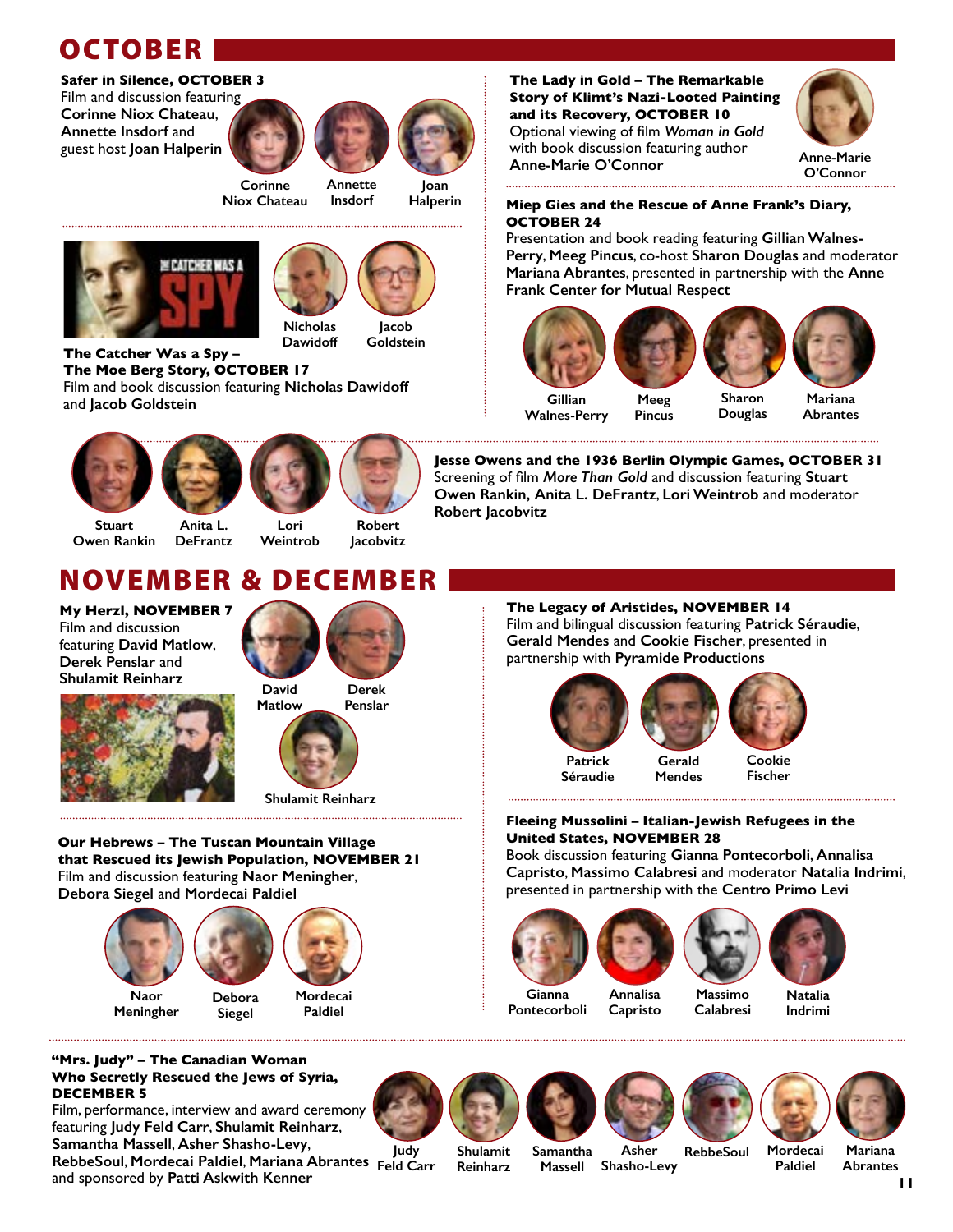# OCTOBER

**Safer in Silence, OCTOBER 3**
Film and discussion featuring **Corinne Niox Chateau**, **Annette Insdorf** and guest host **Joan Halperin**

Corinne Niox Chateau · Annette Insdorf · Joan Halperin

**The Catcher Was a Spy – The Moe Berg Story, OCTOBER 17**
Film and book discussion featuring **Nicholas Dawidoff** and **Jacob Goldstein**

Nicholas Dawidoff · Jacob Goldstein

**The Lady in Gold – The Remarkable Story of Klimt's Nazi-Looted Painting and its Recovery, OCTOBER 10**
Optional viewing of film *Woman in Gold* with book discussion featuring author **Anne-Marie O'Connor**

Anne-Marie O'Connor

**Miep Gies and the Rescue of Anne Frank's Diary, OCTOBER 24**
Presentation and book reading featuring **Gillian Walnes-Perry**, **Meeg Pincus**, co-host **Sharon Douglas** and moderator **Mariana Abrantes**, presented in partnership with the **Anne Frank Center for Mutual Respect**

Gillian Walnes-Perry · Meeg Pincus · Sharon Douglas · Mariana Abrantes

**Jesse Owens and the 1936 Berlin Olympic Games, OCTOBER 31**
Screening of film *More Than Gold* and discussion featuring **Stuart Owen Rankin, Anita L. DeFrantz**, **Lori Weintrob** and moderator **Robert Jacobvitz**

Stuart Owen Rankin · Anita L. DeFrantz · Lori Weintrob · Robert Jacobvitz

# NOVEMBER & DECEMBER

**My Herzl, NOVEMBER 7**
Film and discussion featuring **David Matlow**, **Derek Penslar** and **Shulamit Reinharz**

David Matlow · Derek Penslar · Shulamit Reinharz

**Our Hebrews – The Tuscan Mountain Village that Rescued its Jewish Population, NOVEMBER 21**
Film and discussion featuring **Naor Meningher**, **Debora Siegel** and **Mordecai Paldiel**

Naor Meningher · Debora Siegel · Mordecai Paldiel

**The Legacy of Aristides, NOVEMBER 14**
Film and bilingual discussion featuring **Patrick Séraudie**, **Gerald Mendes** and **Cookie Fischer**, presented in partnership with **Pyramide Productions**

Patrick Séraudie · Gerald Mendes · Cookie Fischer

**Fleeing Mussolini – Italian-Jewish Refugees in the United States, NOVEMBER 28**
Book discussion featuring **Gianna Pontecorboli**, **Annalisa Capristo**, **Massimo Calabresi** and moderator **Natalia Indrimi**, presented in partnership with the **Centro Primo Levi**

Gianna Pontecorboli · Annalisa Capristo · Massimo Calabresi · Natalia Indrimi

**"Mrs. Judy" – The Canadian Woman Who Secretly Rescued the Jews of Syria, DECEMBER 5**
Film, performance, interview and award ceremony featuring **Judy Feld Carr**, **Shulamit Reinharz**, **Samantha Massell**, **Asher Shasho-Levy**, **RebbeSoul**, **Mordecai Paldiel**, **Mariana Abrantes** and sponsored by **Patti Askwith Kenner**

Judy Feld Carr · Shulamit Reinharz · Samantha Massell · Asher Shasho-Levy · RebbeSoul · Mordecai Paldiel · Mariana Abrantes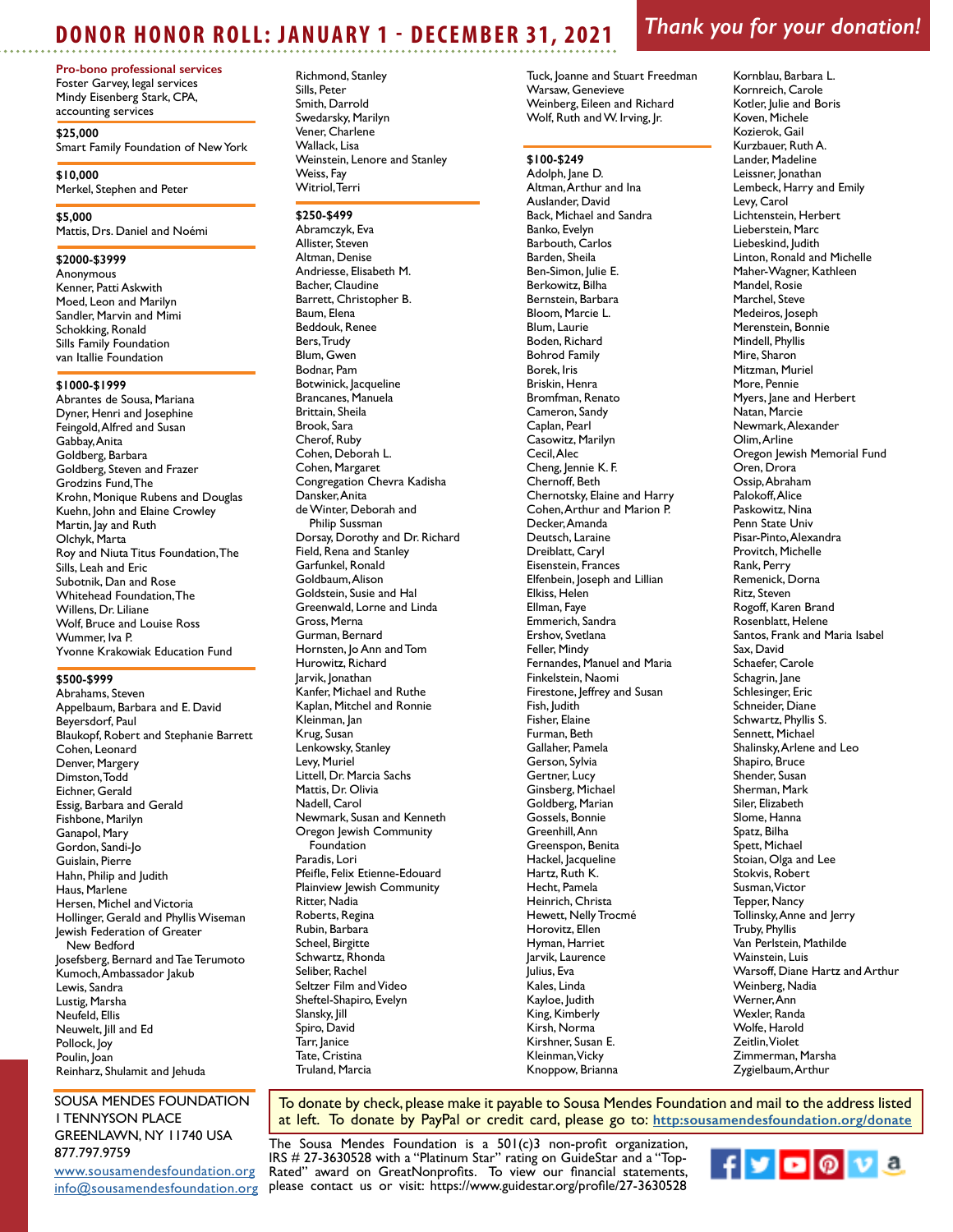# DONOR HONOR ROLL: JANUARY 1 - DECEMBER 31, 2021

*Thank you for your donation!*

**Pro-bono professional services**
Foster Garvey, legal services
Mindy Eisenberg Stark, CPA, accounting services

**$25,000**
Smart Family Foundation of New York

**$10,000**
Merkel, Stephen and Peter

**$5,000**
Mattis, Drs. Daniel and Noémi

**$2000-$3999**
Anonymous
Kenner, Patti Askwith
Moed, Leon and Marilyn
Sandler, Marvin and Mimi
Schokking, Ronald
Sills Family Foundation
van Itallie Foundation

**$1000-$1999**
Abrantes de Sousa, Mariana
Dyner, Henri and Josephine
Feingold, Alfred and Susan
Gabbay, Anita
Goldberg, Barbara
Goldberg, Steven and Frazer
Grodzins Fund, The
Krohn, Monique Rubens and Douglas
Kuehn, John and Elaine Crowley
Martin, Jay and Ruth
Olchyk, Marta
Roy and Niuta Titus Foundation, The
Sills, Leah and Eric
Subotnik, Dan and Rose
Whitehead Foundation, The
Willens, Dr. Liliane
Wolf, Bruce and Louise Ross
Wummer, Iva P.
Yvonne Krakowiak Education Fund

**$500-$999**
Abrahams, Steven
Appelbaum, Barbara and E. David
Beyersdorf, Paul
Blaukopf, Robert and Stephanie Barrett
Cohen, Leonard
Denver, Margery
Dimston, Todd
Eichner, Gerald
Essig, Barbara and Gerald
Fishbone, Marilyn
Ganapol, Mary
Gordon, Sandi-Jo
Guislain, Pierre
Hahn, Philip and Judith
Haus, Marlene
Hersen, Michel and Victoria
Hollinger, Gerald and Phyllis Wiseman
Jewish Federation of Greater New Bedford
Josefsberg, Bernard and Tae Terumoto
Kumoch, Ambassador Jakub
Lewis, Sandra
Lustig, Marsha
Neufeld, Ellis
Neuwelt, Jill and Ed
Pollock, Joy
Poulin, Joan
Reinharz, Shulamit and Jehuda
Richmond, Stanley
Sills, Peter
Smith, Darrold
Swedarsky, Marilyn
Vener, Charlene
Wallack, Lisa
Weinstein, Lenore and Stanley
Weiss, Fay
Witriol, Terri

**$250-$499**
Abramczyk, Eva
Allister, Steven
Altman, Denise
Andriesse, Elisabeth M.
Bacher, Claudine
Barrett, Christopher B.
Baum, Elena
Beddouk, Renee
Bers, Trudy
Blum, Gwen
Bodnar, Pam
Botwinick, Jacqueline
Brancanes, Manuela
Brittain, Sheila
Brook, Sara
Cherof, Ruby
Cohen, Deborah L.
Cohen, Margaret
Congregation Chevra Kadisha
Dansker, Anita
de Winter, Deborah and Philip Sussman
Dorsay, Dorothy and Dr. Richard
Field, Rena and Stanley
Garfunkel, Ronald
Goldbaum, Alison
Goldstein, Susie and Hal
Greenwald, Lorne and Linda
Gross, Merna
Gurman, Bernard
Hornsten, Jo Ann and Tom
Hurowitz, Richard
Jarvik, Jonathan
Kanfer, Michael and Ruthe
Kaplan, Mitchel and Ronnie
Kleinman, Jan
Krug, Susan
Lenkowsky, Stanley
Levy, Muriel
Littell, Dr. Marcia Sachs
Mattis, Dr. Olivia
Nadell, Carol
Newmark, Susan and Kenneth
Oregon Jewish Community Foundation
Paradis, Lori
Pfeifle, Felix Etienne-Edouard
Plainview Jewish Community
Ritter, Nadia
Roberts, Regina
Rubin, Barbara
Scheel, Birgitte
Schwartz, Rhonda
Seliber, Rachel
Seltzer Film and Video
Sheftel-Shapiro, Evelyn
Slansky, Jill
Spiro, David
Tarr, Janice
Tate, Cristina
Truland, Marcia
Tuck, Joanne and Stuart Freedman
Warsaw, Genevieve
Weinberg, Eileen and Richard
Wolf, Ruth and W. Irving, Jr.

**$100-$249**
Adolph, Jane D.
Altman, Arthur and Ina
Auslander, David
Back, Michael and Sandra
Banko, Evelyn
Barbouth, Carlos
Barden, Sheila
Ben-Simon, Julie E.
Berkowitz, Bilha
Bernstein, Barbara
Bloom, Marcie L.
Blum, Laurie
Boden, Richard
Bohrod Family
Borek, Iris
Briskin, Henra
Bromfman, Renato
Cameron, Sandy
Caplan, Pearl
Casowitz, Marilyn
Cecil, Alec
Cheng, Jennie K. F.
Chernoff, Beth
Chernotsky, Elaine and Harry
Cohen, Arthur and Marion P.
Decker, Amanda
Deutsch, Laraine
Dreiblatt, Caryl
Eisenstein, Frances
Elfenbein, Joseph and Lillian
Elkiss, Helen
Ellman, Faye
Emmerich, Sandra
Ershov, Svetlana
Feller, Mindy
Fernandes, Manuel and Maria
Finkelstein, Naomi
Firestone, Jeffrey and Susan
Fish, Judith
Fisher, Elaine
Furman, Beth
Gallaher, Pamela
Gerson, Sylvia
Gertner, Lucy
Ginsberg, Michael
Goldberg, Marian
Gossels, Bonnie
Greenhill, Ann
Greenspon, Benita
Hackel, Jacqueline
Hartz, Ruth K.
Hecht, Pamela
Heinrich, Christa
Hewett, Nelly Trocmé
Horovitz, Ellen
Hyman, Harriet
Jarvik, Laurence
Julius, Eva
Kales, Linda
Kayloe, Judith
King, Kimberly
Kirsh, Norma
Kirshner, Susan E.
Kleinman, Vicky
Knoppow, Brianna
Kornblau, Barbara L.
Kornreich, Carole
Kotler, Julie and Boris
Koven, Michele
Kozierok, Gail
Kurzbauer, Ruth A.
Lander, Madeline
Leissner, Jonathan
Lembeck, Harry and Emily
Levy, Carol
Lichtenstein, Herbert
Lieberstein, Marc
Liebeskind, Judith
Linton, Ronald and Michelle
Maher-Wagner, Kathleen
Mandel, Rosie
Marchel, Steve
Medeiros, Joseph
Merenstein, Bonnie
Mindell, Phyllis
Mire, Sharon
Mitzman, Muriel
More, Pennie
Myers, Jane and Herbert
Natan, Marcie
Newmark, Alexander
Olim, Arline
Oregon Jewish Memorial Fund
Oren, Drora
Ossip, Abraham
Palokoff, Alice
Paskowitz, Nina
Penn State Univ
Pisar-Pinto, Alexandra
Provitch, Michelle
Rank, Perry
Remenick, Dorna
Ritz, Steven
Rogoff, Karen Brand
Rosenblatt, Helene
Santos, Frank and Maria Isabel
Sax, David
Schaefer, Carole
Schagrin, Jane
Schlesinger, Eric
Schneider, Diane
Schwartz, Phyllis S.
Sennett, Michael
Shalinsky, Arlene and Leo
Shapiro, Bruce
Shender, Susan
Sherman, Mark
Siler, Elizabeth
Slome, Hanna
Spatz, Bilha
Spett, Michael
Stoian, Olga and Lee
Stokvis, Robert
Susman, Victor
Tepper, Nancy
Tollinsky, Anne and Jerry
Truby, Phyllis
Van Perlstein, Mathilde
Wainstein, Luis
Warsoff, Diane Hartz and Arthur
Weinberg, Nadia
Werner, Ann
Wexler, Randa
Wolfe, Harold
Zeitlin, Violet
Zimmerman, Marsha
Zygielbaum, Arthur

SOUSA MENDES FOUNDATION
1 TENNYSON PLACE
GREENLAWN, NY 11740 USA
877.797.9759
www.sousamendesfoundation.org
info@sousamendesfoundation.org

To donate by check, please make it payable to Sousa Mendes Foundation and mail to the address listed at left. To donate by PayPal or credit card, please go to: http:sousamendesfoundation.org/donate

The Sousa Mendes Foundation is a 501(c)3 non-profit organization, IRS # 27-3630528 with a "Platinum Star" rating on GuideStar and a "Top-Rated" award on GreatNonprofits. To view our financial statements, please contact us or visit: https://www.guidestar.org/profile/27-3630528